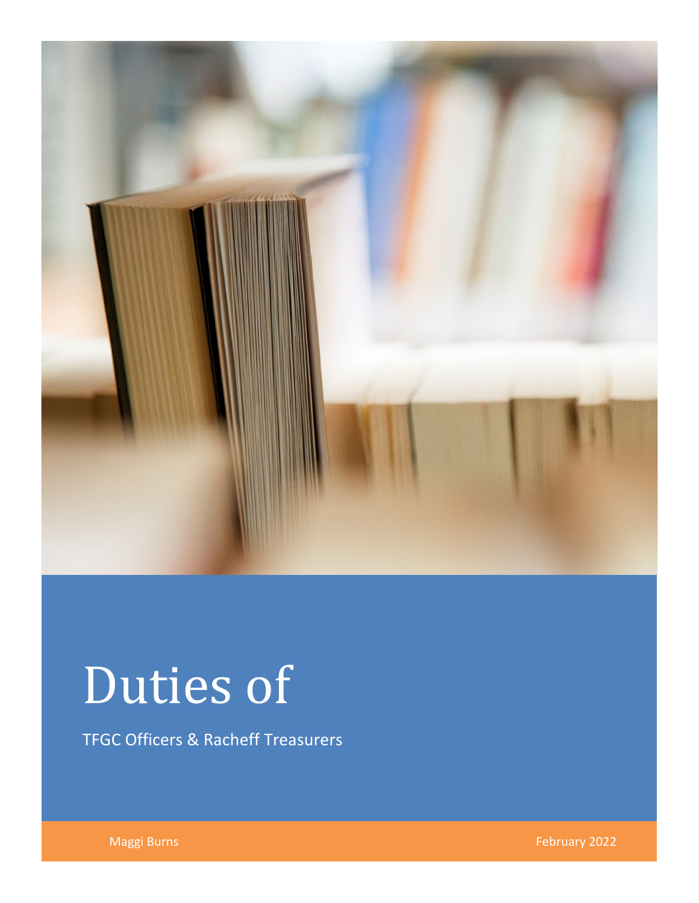# Duties of

TFGC Officers & Racheff Treasurers

Maggi Burns

February 2022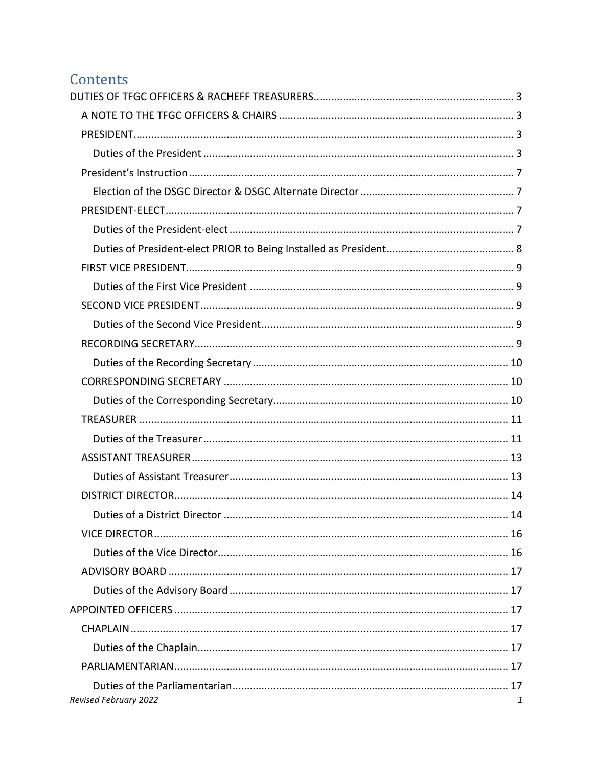# Contents

DUTIES OF TFGC OFFICERS & RACHEFF TREASURERS ..... 3

- A NOTE TO THE TFGC OFFICERS & CHAIRS ..... 3
- PRESIDENT ..... 3
  - Duties of the President ..... 3
- President's Instruction ..... 7
  - Election of the DSGC Director & DSGC Alternate Director ..... 7
- PRESIDENT-ELECT ..... 7
  - Duties of the President-elect ..... 7
  - Duties of President-elect PRIOR to Being Installed as President ..... 8
- FIRST VICE PRESIDENT ..... 9
  - Duties of the First Vice President ..... 9
- SECOND VICE PRESIDENT ..... 9
  - Duties of the Second Vice President ..... 9
- RECORDING SECRETARY ..... 9
  - Duties of the Recording Secretary ..... 10
- CORRESPONDING SECRETARY ..... 10
  - Duties of the Corresponding Secretary ..... 10
- TREASURER ..... 11
  - Duties of the Treasurer ..... 11
- ASSISTANT TREASURER ..... 13
  - Duties of Assistant Treasurer ..... 13
- DISTRICT DIRECTOR ..... 14
  - Duties of a District Director ..... 14
- VICE DIRECTOR ..... 16
  - Duties of the Vice Director ..... 16
- ADVISORY BOARD ..... 17
  - Duties of the Advisory Board ..... 17

APPOINTED OFFICERS ..... 17

- CHAPLAIN ..... 17
  - Duties of the Chaplain ..... 17
- PARLIAMENTARIAN ..... 17
  - Duties of the Parliamentarian ..... 17

*Revised February 2022*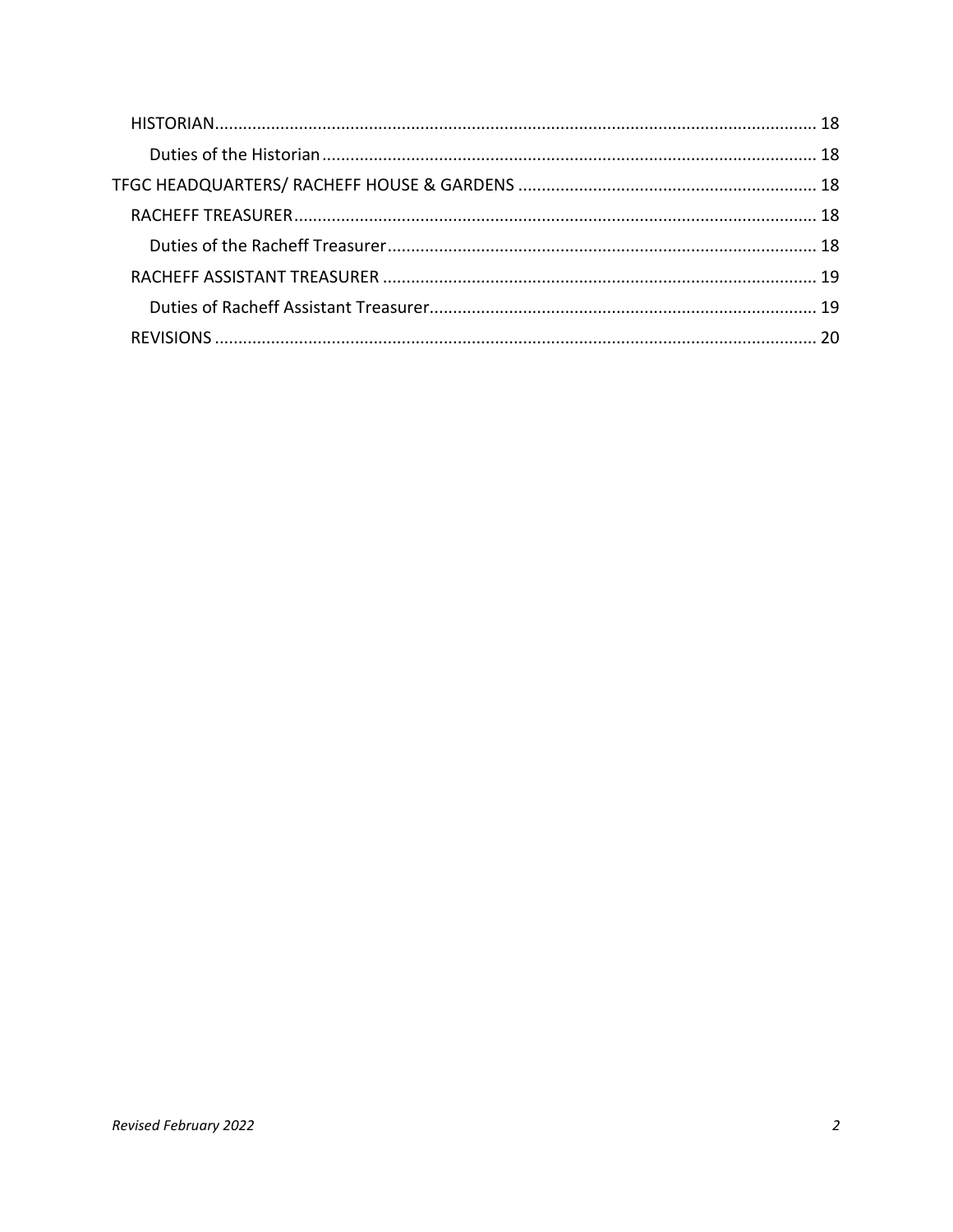- HISTORIAN ........ 18
  - Duties of the Historian ........ 18
- TFGC HEADQUARTERS/ RACHEFF HOUSE & GARDENS ........ 18
  - RACHEFF TREASURER ........ 18
    - Duties of the Racheff Treasurer ........ 18
  - RACHEFF ASSISTANT TREASURER ........ 19
    - Duties of Racheff Assistant Treasurer ........ 19
  - REVISIONS ........ 20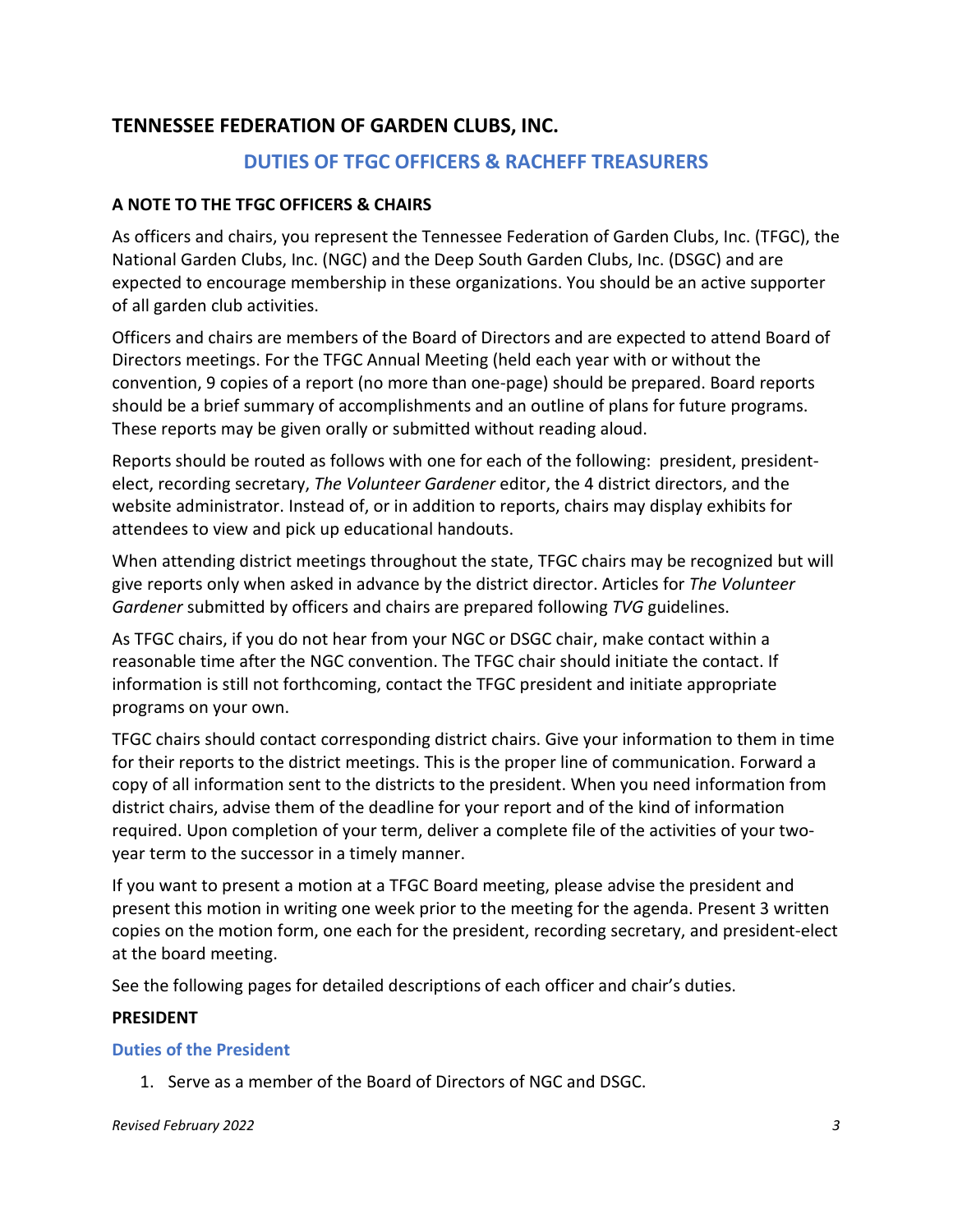## TENNESSEE FEDERATION OF GARDEN CLUBS, INC.

### DUTIES OF TFGC OFFICERS & RACHEFF TREASURERS

**A NOTE TO THE TFGC OFFICERS & CHAIRS**

As officers and chairs, you represent the Tennessee Federation of Garden Clubs, Inc. (TFGC), the National Garden Clubs, Inc. (NGC) and the Deep South Garden Clubs, Inc. (DSGC) and are expected to encourage membership in these organizations. You should be an active supporter of all garden club activities.

Officers and chairs are members of the Board of Directors and are expected to attend Board of Directors meetings. For the TFGC Annual Meeting (held each year with or without the convention, 9 copies of a report (no more than one-page) should be prepared. Board reports should be a brief summary of accomplishments and an outline of plans for future programs. These reports may be given orally or submitted without reading aloud.

Reports should be routed as follows with one for each of the following: president, president-elect, recording secretary, *The Volunteer Gardener* editor, the 4 district directors, and the website administrator. Instead of, or in addition to reports, chairs may display exhibits for attendees to view and pick up educational handouts.

When attending district meetings throughout the state, TFGC chairs may be recognized but will give reports only when asked in advance by the district director. Articles for *The Volunteer Gardener* submitted by officers and chairs are prepared following *TVG* guidelines.

As TFGC chairs, if you do not hear from your NGC or DSGC chair, make contact within a reasonable time after the NGC convention. The TFGC chair should initiate the contact. If information is still not forthcoming, contact the TFGC president and initiate appropriate programs on your own.

TFGC chairs should contact corresponding district chairs. Give your information to them in time for their reports to the district meetings. This is the proper line of communication. Forward a copy of all information sent to the districts to the president. When you need information from district chairs, advise them of the deadline for your report and of the kind of information required. Upon completion of your term, deliver a complete file of the activities of your two-year term to the successor in a timely manner.

If you want to present a motion at a TFGC Board meeting, please advise the president and present this motion in writing one week prior to the meeting for the agenda. Present 3 written copies on the motion form, one each for the president, recording secretary, and president-elect at the board meeting.

See the following pages for detailed descriptions of each officer and chair's duties.

**PRESIDENT**

#### Duties of the President

1. Serve as a member of the Board of Directors of NGC and DSGC.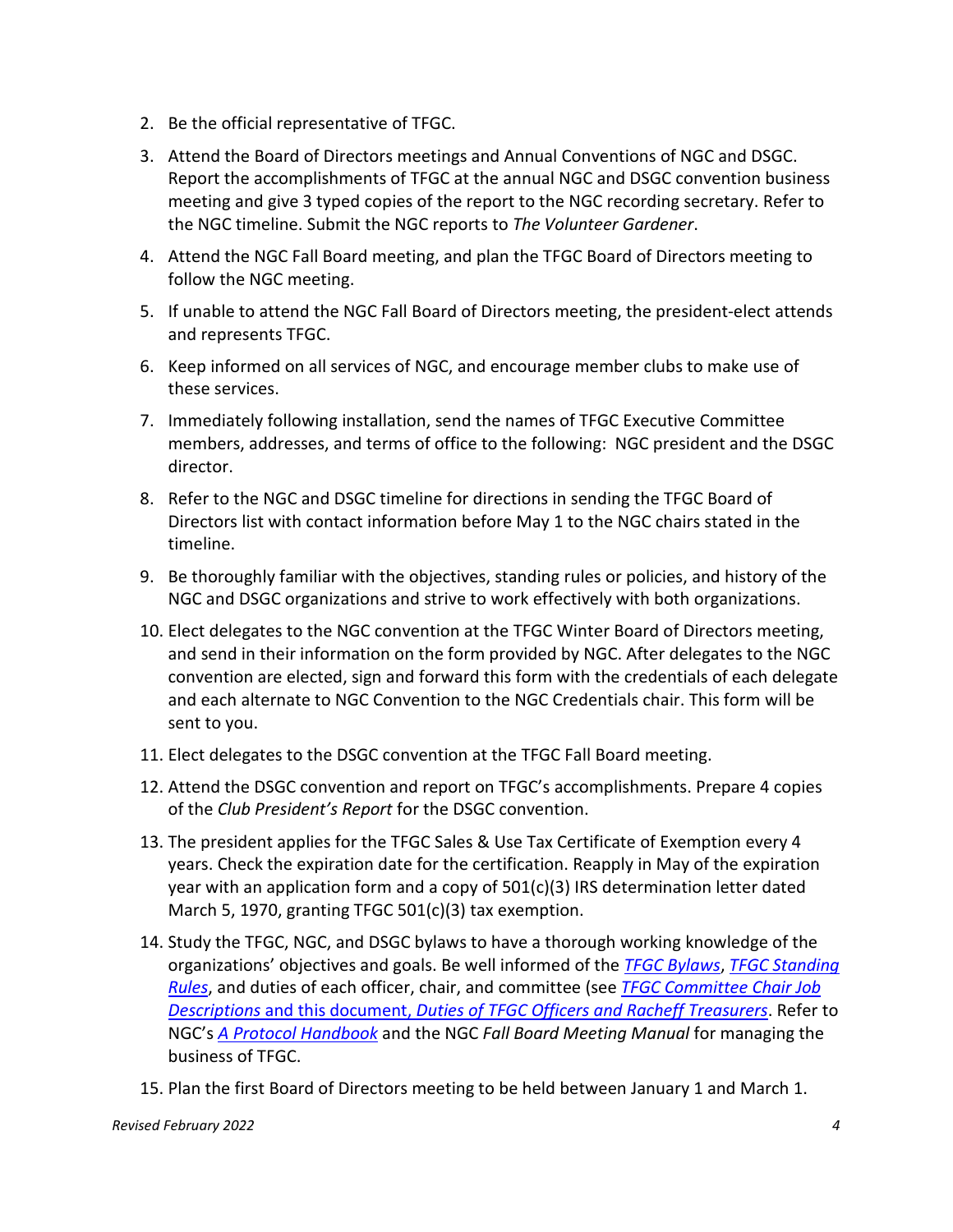2. Be the official representative of TFGC.
3. Attend the Board of Directors meetings and Annual Conventions of NGC and DSGC. Report the accomplishments of TFGC at the annual NGC and DSGC convention business meeting and give 3 typed copies of the report to the NGC recording secretary. Refer to the NGC timeline. Submit the NGC reports to *The Volunteer Gardener*.
4. Attend the NGC Fall Board meeting, and plan the TFGC Board of Directors meeting to follow the NGC meeting.
5. If unable to attend the NGC Fall Board of Directors meeting, the president-elect attends and represents TFGC.
6. Keep informed on all services of NGC, and encourage member clubs to make use of these services.
7. Immediately following installation, send the names of TFGC Executive Committee members, addresses, and terms of office to the following: NGC president and the DSGC director.
8. Refer to the NGC and DSGC timeline for directions in sending the TFGC Board of Directors list with contact information before May 1 to the NGC chairs stated in the timeline.
9. Be thoroughly familiar with the objectives, standing rules or policies, and history of the NGC and DSGC organizations and strive to work effectively with both organizations.
10. Elect delegates to the NGC convention at the TFGC Winter Board of Directors meeting, and send in their information on the form provided by NGC. After delegates to the NGC convention are elected, sign and forward this form with the credentials of each delegate and each alternate to NGC Convention to the NGC Credentials chair. This form will be sent to you.
11. Elect delegates to the DSGC convention at the TFGC Fall Board meeting.
12. Attend the DSGC convention and report on TFGC's accomplishments. Prepare 4 copies of the *Club President's Report* for the DSGC convention.
13. The president applies for the TFGC Sales & Use Tax Certificate of Exemption every 4 years. Check the expiration date for the certification. Reapply in May of the expiration year with an application form and a copy of 501(c)(3) IRS determination letter dated March 5, 1970, granting TFGC 501(c)(3) tax exemption.
14. Study the TFGC, NGC, and DSGC bylaws to have a thorough working knowledge of the organizations' objectives and goals. Be well informed of the *TFGC Bylaws*, *TFGC Standing Rules*, and duties of each officer, chair, and committee (see *TFGC Committee Chair Job Descriptions* and this document, *Duties of TFGC Officers and Racheff Treasurers*. Refer to NGC's *A Protocol Handbook* and the NGC *Fall Board Meeting Manual* for managing the business of TFGC.
15. Plan the first Board of Directors meeting to be held between January 1 and March 1.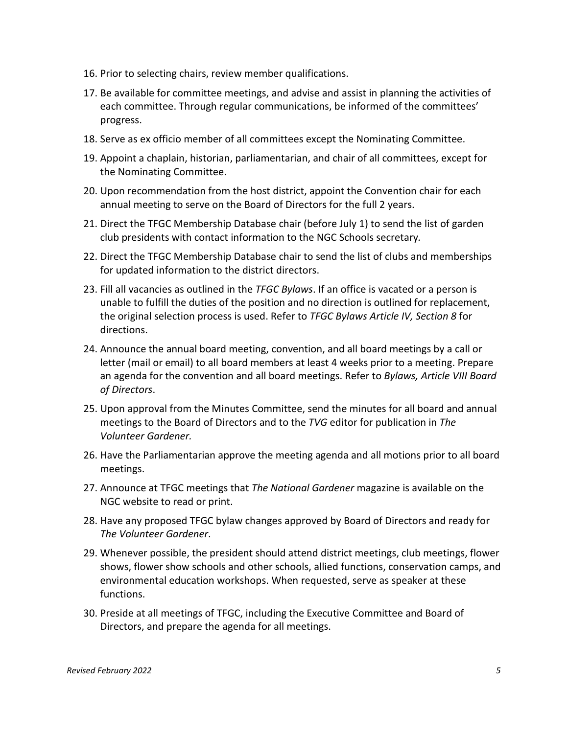16. Prior to selecting chairs, review member qualifications.
17. Be available for committee meetings, and advise and assist in planning the activities of each committee. Through regular communications, be informed of the committees' progress.
18. Serve as ex officio member of all committees except the Nominating Committee.
19. Appoint a chaplain, historian, parliamentarian, and chair of all committees, except for the Nominating Committee.
20. Upon recommendation from the host district, appoint the Convention chair for each annual meeting to serve on the Board of Directors for the full 2 years.
21. Direct the TFGC Membership Database chair (before July 1) to send the list of garden club presidents with contact information to the NGC Schools secretary.
22. Direct the TFGC Membership Database chair to send the list of clubs and memberships for updated information to the district directors.
23. Fill all vacancies as outlined in the *TFGC Bylaws*. If an office is vacated or a person is unable to fulfill the duties of the position and no direction is outlined for replacement, the original selection process is used. Refer to *TFGC Bylaws Article IV, Section 8* for directions.
24. Announce the annual board meeting, convention, and all board meetings by a call or letter (mail or email) to all board members at least 4 weeks prior to a meeting. Prepare an agenda for the convention and all board meetings. Refer to *Bylaws, Article VIII Board of Directors*.
25. Upon approval from the Minutes Committee, send the minutes for all board and annual meetings to the Board of Directors and to the *TVG* editor for publication in *The Volunteer Gardener.*
26. Have the Parliamentarian approve the meeting agenda and all motions prior to all board meetings.
27. Announce at TFGC meetings that *The National Gardener* magazine is available on the NGC website to read or print.
28. Have any proposed TFGC bylaw changes approved by Board of Directors and ready for *The Volunteer Gardener*.
29. Whenever possible, the president should attend district meetings, club meetings, flower shows, flower show schools and other schools, allied functions, conservation camps, and environmental education workshops. When requested, serve as speaker at these functions.
30. Preside at all meetings of TFGC, including the Executive Committee and Board of Directors, and prepare the agenda for all meetings.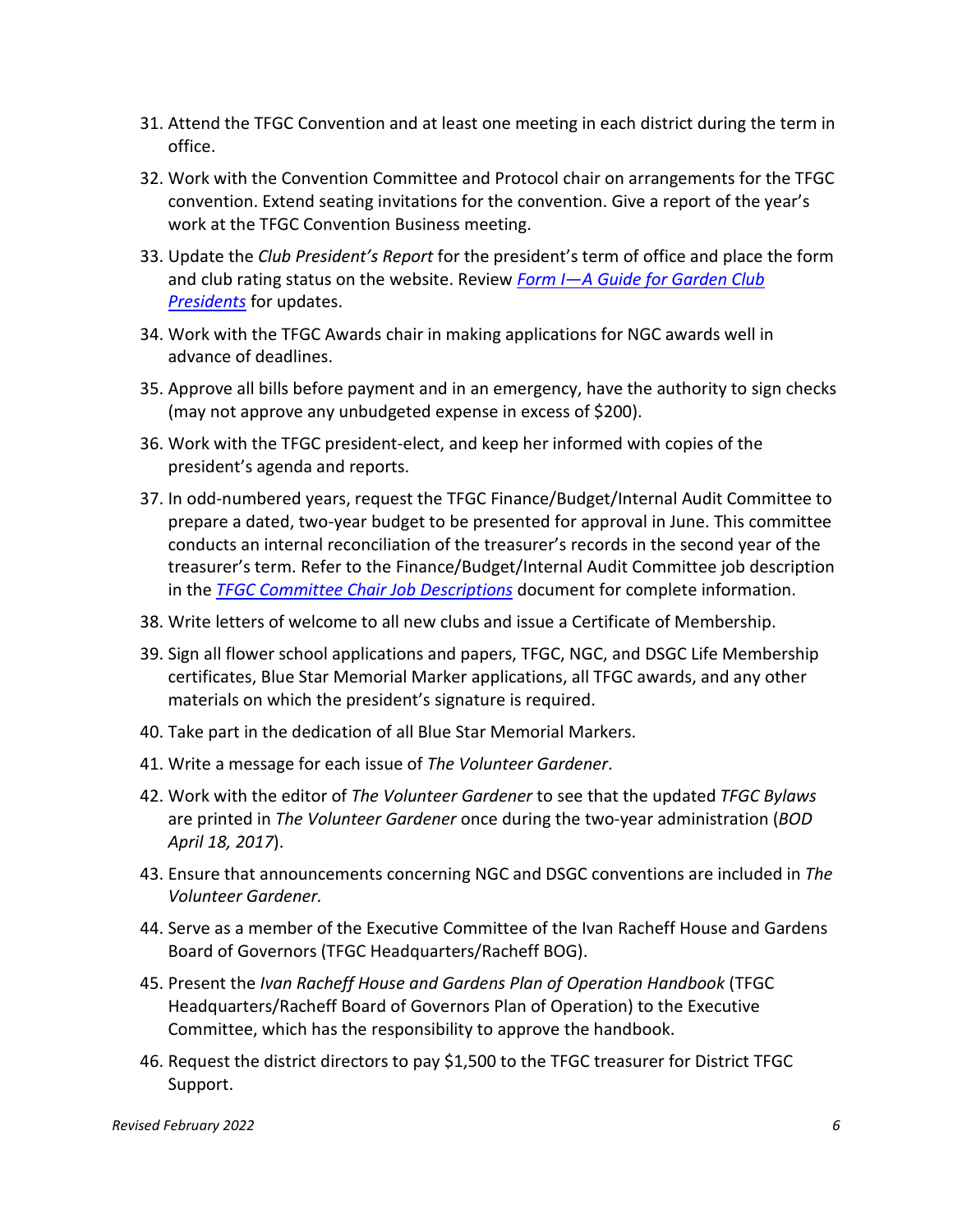31. Attend the TFGC Convention and at least one meeting in each district during the term in office.
32. Work with the Convention Committee and Protocol chair on arrangements for the TFGC convention. Extend seating invitations for the convention. Give a report of the year's work at the TFGC Convention Business meeting.
33. Update the *Club President's Report* for the president's term of office and place the form and club rating status on the website. Review *Form I—A Guide for Garden Club Presidents* for updates.
34. Work with the TFGC Awards chair in making applications for NGC awards well in advance of deadlines.
35. Approve all bills before payment and in an emergency, have the authority to sign checks (may not approve any unbudgeted expense in excess of $200).
36. Work with the TFGC president-elect, and keep her informed with copies of the president's agenda and reports.
37. In odd-numbered years, request the TFGC Finance/Budget/Internal Audit Committee to prepare a dated, two-year budget to be presented for approval in June. This committee conducts an internal reconciliation of the treasurer's records in the second year of the treasurer's term. Refer to the Finance/Budget/Internal Audit Committee job description in the *TFGC Committee Chair Job Descriptions* document for complete information.
38. Write letters of welcome to all new clubs and issue a Certificate of Membership.
39. Sign all flower school applications and papers, TFGC, NGC, and DSGC Life Membership certificates, Blue Star Memorial Marker applications, all TFGC awards, and any other materials on which the president's signature is required.
40. Take part in the dedication of all Blue Star Memorial Markers.
41. Write a message for each issue of *The Volunteer Gardener*.
42. Work with the editor of *The Volunteer Gardener* to see that the updated *TFGC Bylaws* are printed in *The Volunteer Gardener* once during the two-year administration (*BOD April 18, 2017*).
43. Ensure that announcements concerning NGC and DSGC conventions are included in *The Volunteer Gardener.*
44. Serve as a member of the Executive Committee of the Ivan Racheff House and Gardens Board of Governors (TFGC Headquarters/Racheff BOG).
45. Present the *Ivan Racheff House and Gardens Plan of Operation Handbook* (TFGC Headquarters/Racheff Board of Governors Plan of Operation) to the Executive Committee, which has the responsibility to approve the handbook.
46. Request the district directors to pay $1,500 to the TFGC treasurer for District TFGC Support.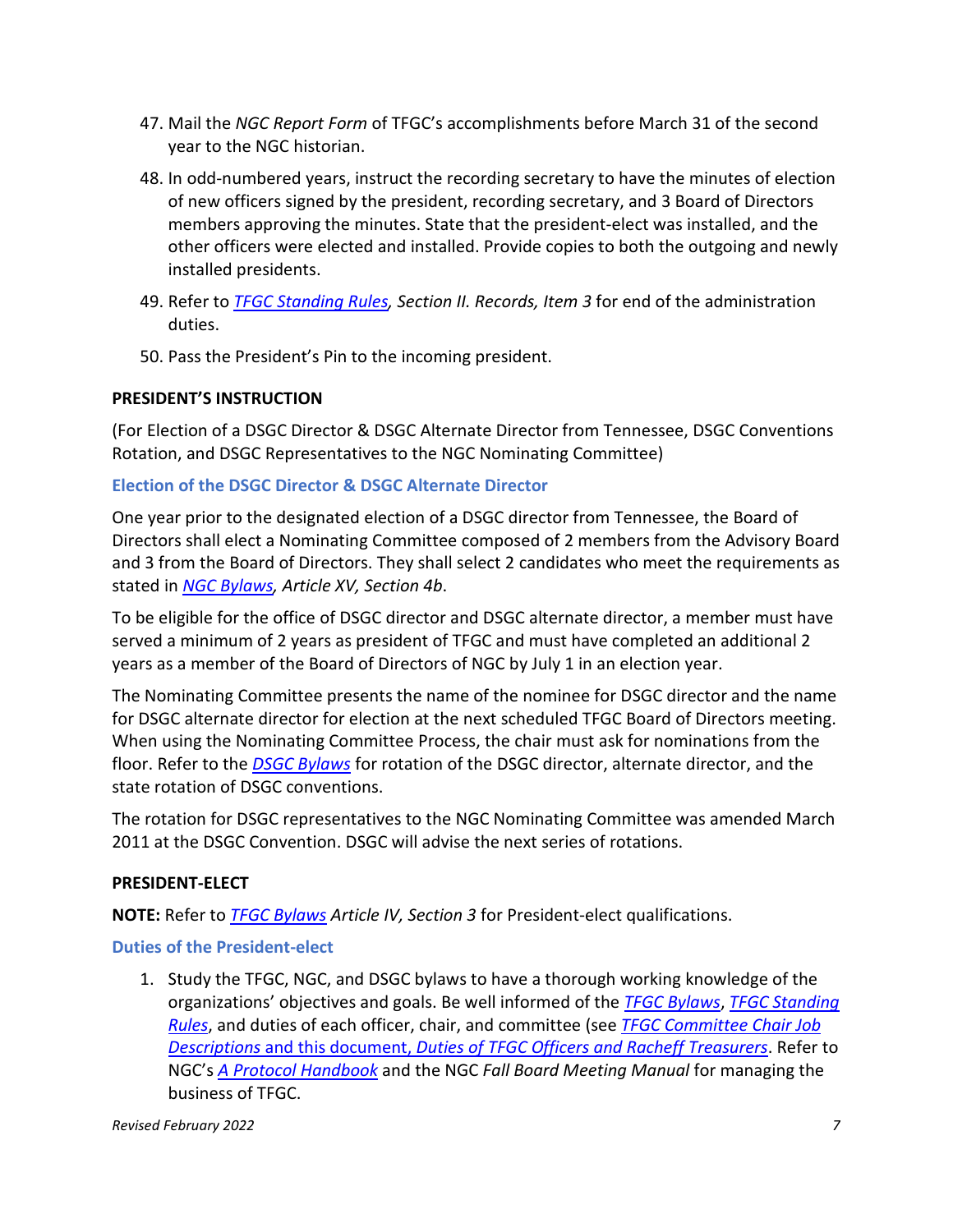47. Mail the *NGC Report Form* of TFGC's accomplishments before March 31 of the second year to the NGC historian.

48. In odd-numbered years, instruct the recording secretary to have the minutes of election of new officers signed by the president, recording secretary, and 3 Board of Directors members approving the minutes. State that the president-elect was installed, and the other officers were elected and installed. Provide copies to both the outgoing and newly installed presidents.

49. Refer to *TFGC Standing Rules, Section II. Records, Item 3* for end of the administration duties.

50. Pass the President's Pin to the incoming president.

**PRESIDENT'S INSTRUCTION**

(For Election of a DSGC Director & DSGC Alternate Director from Tennessee, DSGC Conventions Rotation, and DSGC Representatives to the NGC Nominating Committee)

### Election of the DSGC Director & DSGC Alternate Director

One year prior to the designated election of a DSGC director from Tennessee, the Board of Directors shall elect a Nominating Committee composed of 2 members from the Advisory Board and 3 from the Board of Directors. They shall select 2 candidates who meet the requirements as stated in *NGC Bylaws, Article XV, Section 4b*.

To be eligible for the office of DSGC director and DSGC alternate director, a member must have served a minimum of 2 years as president of TFGC and must have completed an additional 2 years as a member of the Board of Directors of NGC by July 1 in an election year.

The Nominating Committee presents the name of the nominee for DSGC director and the name for DSGC alternate director for election at the next scheduled TFGC Board of Directors meeting. When using the Nominating Committee Process, the chair must ask for nominations from the floor. Refer to the *DSGC Bylaws* for rotation of the DSGC director, alternate director, and the state rotation of DSGC conventions.

The rotation for DSGC representatives to the NGC Nominating Committee was amended March 2011 at the DSGC Convention. DSGC will advise the next series of rotations.

**PRESIDENT-ELECT**

**NOTE:** Refer to *TFGC Bylaws Article IV, Section 3* for President-elect qualifications.

### Duties of the President-elect

1. Study the TFGC, NGC, and DSGC bylaws to have a thorough working knowledge of the organizations' objectives and goals. Be well informed of the *TFGC Bylaws*, *TFGC Standing Rules*, and duties of each officer, chair, and committee (see *TFGC Committee Chair Job Descriptions* and this document, *Duties of TFGC Officers and Racheff Treasurers*. Refer to NGC's *A Protocol Handbook* and the NGC *Fall Board Meeting Manual* for managing the business of TFGC.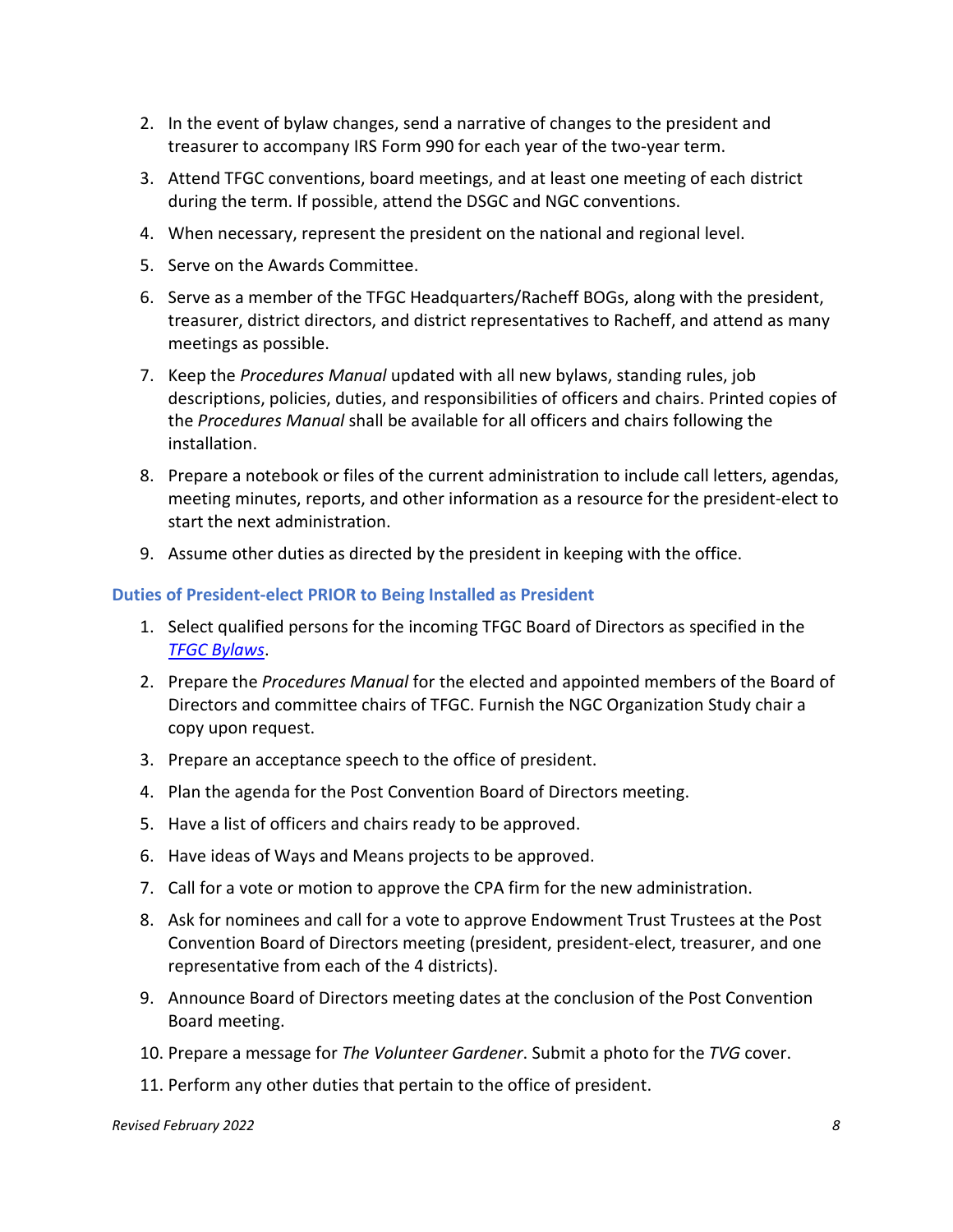2. In the event of bylaw changes, send a narrative of changes to the president and treasurer to accompany IRS Form 990 for each year of the two-year term.
3. Attend TFGC conventions, board meetings, and at least one meeting of each district during the term. If possible, attend the DSGC and NGC conventions.
4. When necessary, represent the president on the national and regional level.
5. Serve on the Awards Committee.
6. Serve as a member of the TFGC Headquarters/Racheff BOGs, along with the president, treasurer, district directors, and district representatives to Racheff, and attend as many meetings as possible.
7. Keep the *Procedures Manual* updated with all new bylaws, standing rules, job descriptions, policies, duties, and responsibilities of officers and chairs. Printed copies of the *Procedures Manual* shall be available for all officers and chairs following the installation.
8. Prepare a notebook or files of the current administration to include call letters, agendas, meeting minutes, reports, and other information as a resource for the president-elect to start the next administration.
9. Assume other duties as directed by the president in keeping with the office.

### Duties of President-elect PRIOR to Being Installed as President

1. Select qualified persons for the incoming TFGC Board of Directors as specified in the *TFGC Bylaws*.
2. Prepare the *Procedures Manual* for the elected and appointed members of the Board of Directors and committee chairs of TFGC. Furnish the NGC Organization Study chair a copy upon request.
3. Prepare an acceptance speech to the office of president.
4. Plan the agenda for the Post Convention Board of Directors meeting.
5. Have a list of officers and chairs ready to be approved.
6. Have ideas of Ways and Means projects to be approved.
7. Call for a vote or motion to approve the CPA firm for the new administration.
8. Ask for nominees and call for a vote to approve Endowment Trust Trustees at the Post Convention Board of Directors meeting (president, president-elect, treasurer, and one representative from each of the 4 districts).
9. Announce Board of Directors meeting dates at the conclusion of the Post Convention Board meeting.
10. Prepare a message for *The Volunteer Gardener*. Submit a photo for the *TVG* cover.
11. Perform any other duties that pertain to the office of president.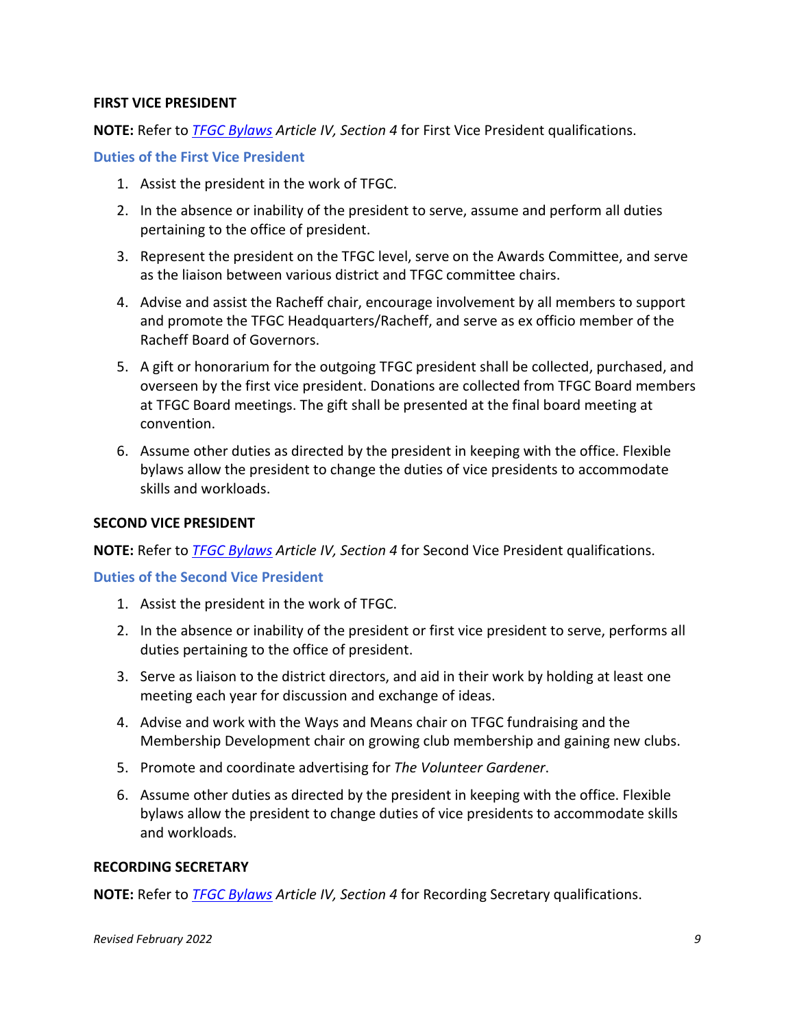### FIRST VICE PRESIDENT

**NOTE:** Refer to *TFGC Bylaws Article IV, Section 4* for First Vice President qualifications.

#### Duties of the First Vice President

1. Assist the president in the work of TFGC.
2. In the absence or inability of the president to serve, assume and perform all duties pertaining to the office of president.
3. Represent the president on the TFGC level, serve on the Awards Committee, and serve as the liaison between various district and TFGC committee chairs.
4. Advise and assist the Racheff chair, encourage involvement by all members to support and promote the TFGC Headquarters/Racheff, and serve as ex officio member of the Racheff Board of Governors.
5. A gift or honorarium for the outgoing TFGC president shall be collected, purchased, and overseen by the first vice president. Donations are collected from TFGC Board members at TFGC Board meetings. The gift shall be presented at the final board meeting at convention.
6. Assume other duties as directed by the president in keeping with the office. Flexible bylaws allow the president to change the duties of vice presidents to accommodate skills and workloads.

### SECOND VICE PRESIDENT

**NOTE:** Refer to *TFGC Bylaws Article IV, Section 4* for Second Vice President qualifications.

#### Duties of the Second Vice President

1. Assist the president in the work of TFGC.
2. In the absence or inability of the president or first vice president to serve, performs all duties pertaining to the office of president.
3. Serve as liaison to the district directors, and aid in their work by holding at least one meeting each year for discussion and exchange of ideas.
4. Advise and work with the Ways and Means chair on TFGC fundraising and the Membership Development chair on growing club membership and gaining new clubs.
5. Promote and coordinate advertising for *The Volunteer Gardener*.
6. Assume other duties as directed by the president in keeping with the office. Flexible bylaws allow the president to change duties of vice presidents to accommodate skills and workloads.

### RECORDING SECRETARY

**NOTE:** Refer to *TFGC Bylaws Article IV, Section 4* for Recording Secretary qualifications.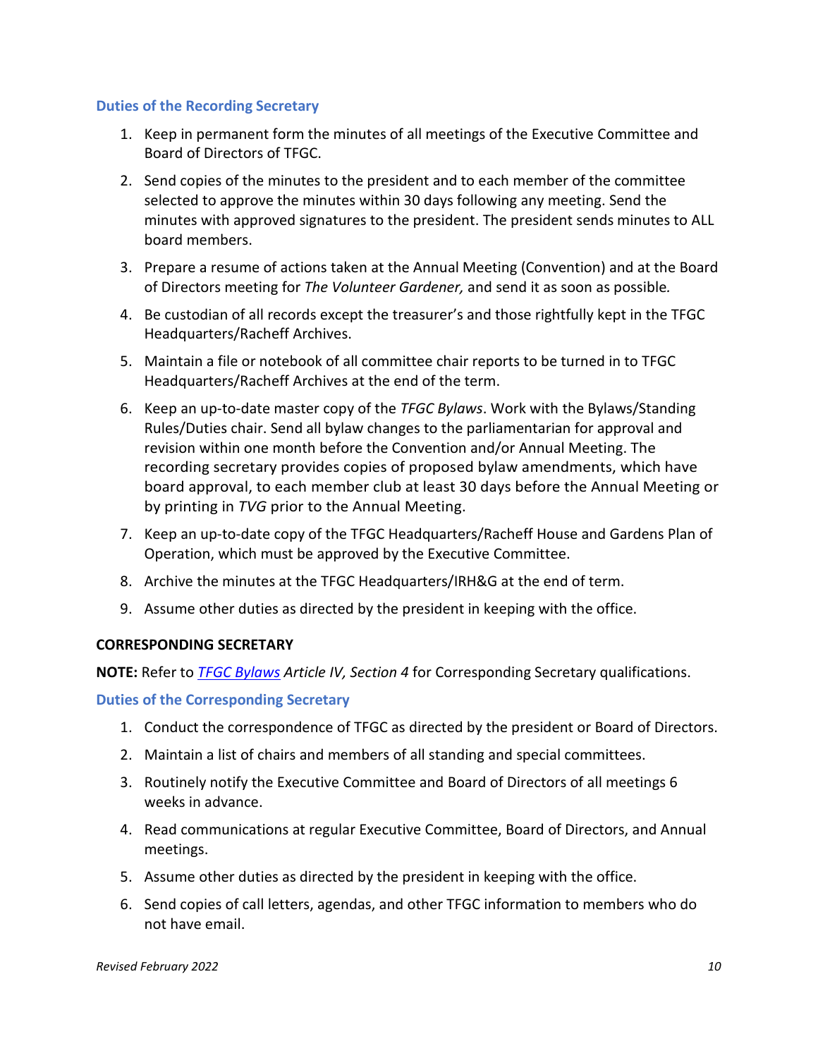### Duties of the Recording Secretary

1. Keep in permanent form the minutes of all meetings of the Executive Committee and Board of Directors of TFGC.
2. Send copies of the minutes to the president and to each member of the committee selected to approve the minutes within 30 days following any meeting. Send the minutes with approved signatures to the president. The president sends minutes to ALL board members.
3. Prepare a resume of actions taken at the Annual Meeting (Convention) and at the Board of Directors meeting for *The Volunteer Gardener,* and send it as soon as possible*.*
4. Be custodian of all records except the treasurer's and those rightfully kept in the TFGC Headquarters/Racheff Archives.
5. Maintain a file or notebook of all committee chair reports to be turned in to TFGC Headquarters/Racheff Archives at the end of the term.
6. Keep an up-to-date master copy of the *TFGC Bylaws*. Work with the Bylaws/Standing Rules/Duties chair. Send all bylaw changes to the parliamentarian for approval and revision within one month before the Convention and/or Annual Meeting. The recording secretary provides copies of proposed bylaw amendments, which have board approval, to each member club at least 30 days before the Annual Meeting or by printing in *TVG* prior to the Annual Meeting.
7. Keep an up-to-date copy of the TFGC Headquarters/Racheff House and Gardens Plan of Operation, which must be approved by the Executive Committee.
8. Archive the minutes at the TFGC Headquarters/IRH&G at the end of term.
9. Assume other duties as directed by the president in keeping with the office.

## CORRESPONDING SECRETARY

**NOTE:** Refer to *TFGC Bylaws Article IV, Section 4* for Corresponding Secretary qualifications.

### Duties of the Corresponding Secretary

1. Conduct the correspondence of TFGC as directed by the president or Board of Directors.
2. Maintain a list of chairs and members of all standing and special committees.
3. Routinely notify the Executive Committee and Board of Directors of all meetings 6 weeks in advance.
4. Read communications at regular Executive Committee, Board of Directors, and Annual meetings.
5. Assume other duties as directed by the president in keeping with the office.
6. Send copies of call letters, agendas, and other TFGC information to members who do not have email.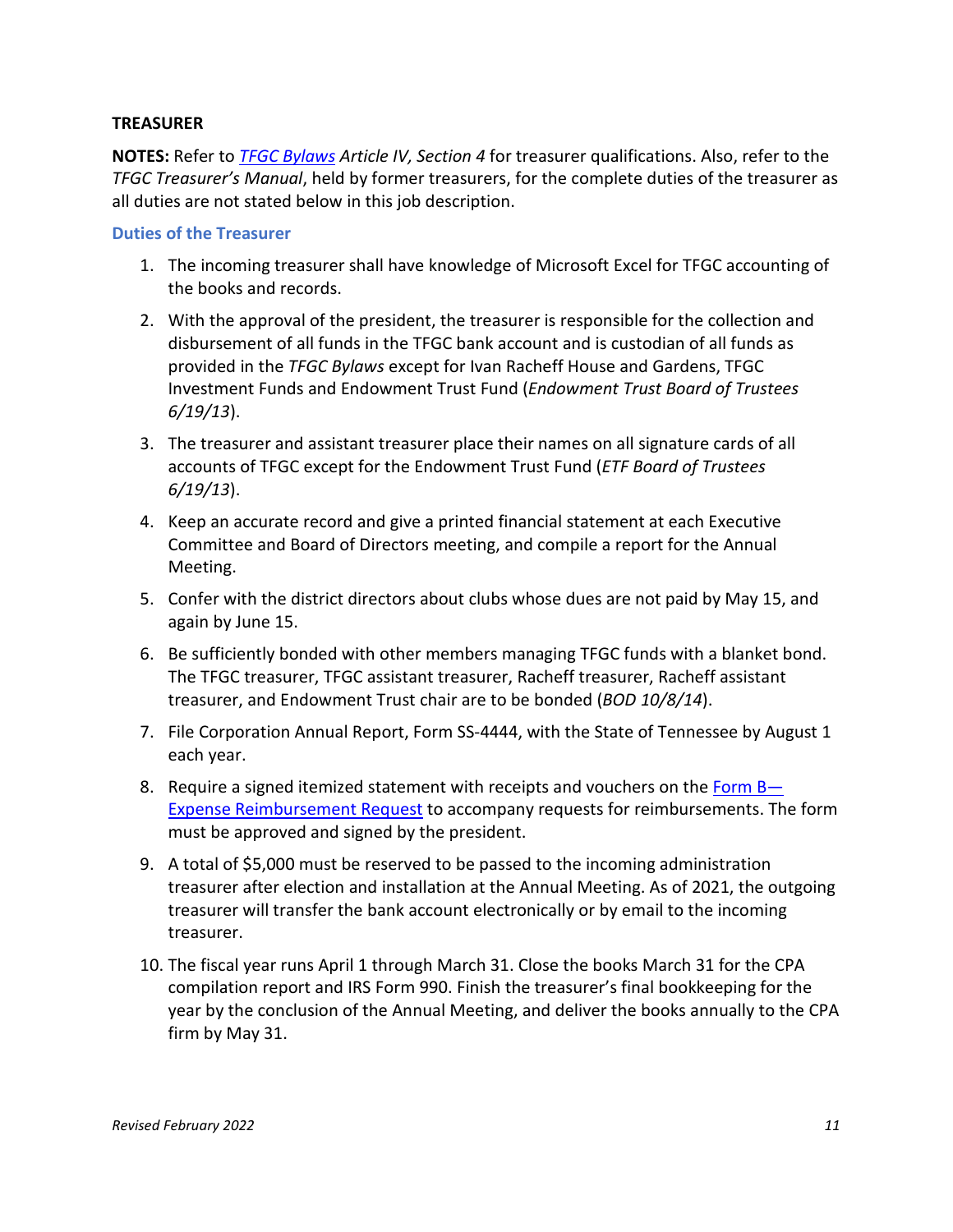**TREASURER**

**NOTES:** Refer to *TFGC Bylaws Article IV, Section 4* for treasurer qualifications. Also, refer to the *TFGC Treasurer's Manual*, held by former treasurers, for the complete duties of the treasurer as all duties are not stated below in this job description.

### Duties of the Treasurer

1. The incoming treasurer shall have knowledge of Microsoft Excel for TFGC accounting of the books and records.
2. With the approval of the president, the treasurer is responsible for the collection and disbursement of all funds in the TFGC bank account and is custodian of all funds as provided in the *TFGC Bylaws* except for Ivan Racheff House and Gardens, TFGC Investment Funds and Endowment Trust Fund (*Endowment Trust Board of Trustees 6/19/13*).
3. The treasurer and assistant treasurer place their names on all signature cards of all accounts of TFGC except for the Endowment Trust Fund (*ETF Board of Trustees 6/19/13*).
4. Keep an accurate record and give a printed financial statement at each Executive Committee and Board of Directors meeting, and compile a report for the Annual Meeting.
5. Confer with the district directors about clubs whose dues are not paid by May 15, and again by June 15.
6. Be sufficiently bonded with other members managing TFGC funds with a blanket bond. The TFGC treasurer, TFGC assistant treasurer, Racheff treasurer, Racheff assistant treasurer, and Endowment Trust chair are to be bonded (*BOD 10/8/14*).
7. File Corporation Annual Report, Form SS-4444, with the State of Tennessee by August 1 each year.
8. Require a signed itemized statement with receipts and vouchers on the Form B—Expense Reimbursement Request to accompany requests for reimbursements. The form must be approved and signed by the president.
9. A total of $5,000 must be reserved to be passed to the incoming administration treasurer after election and installation at the Annual Meeting. As of 2021, the outgoing treasurer will transfer the bank account electronically or by email to the incoming treasurer.
10. The fiscal year runs April 1 through March 31. Close the books March 31 for the CPA compilation report and IRS Form 990. Finish the treasurer's final bookkeeping for the year by the conclusion of the Annual Meeting, and deliver the books annually to the CPA firm by May 31.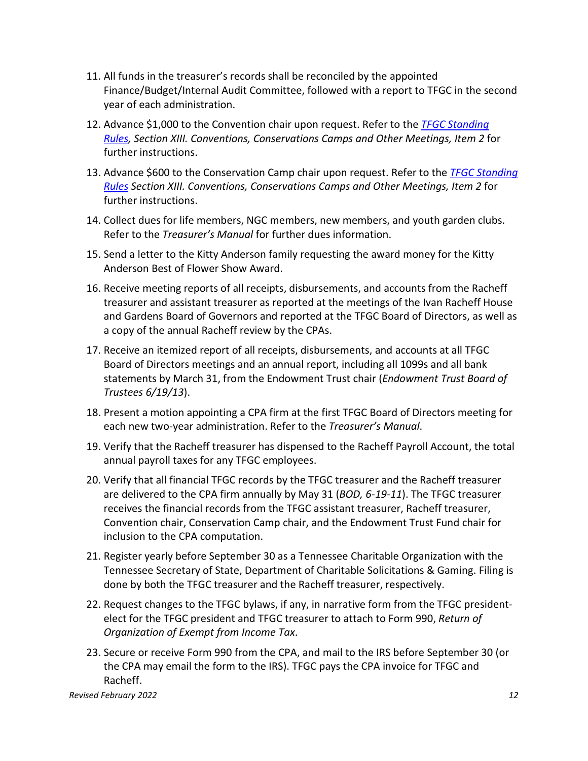11. All funds in the treasurer's records shall be reconciled by the appointed Finance/Budget/Internal Audit Committee, followed with a report to TFGC in the second year of each administration.
12. Advance $1,000 to the Convention chair upon request. Refer to the *TFGC Standing Rules, Section XIII. Conventions, Conservations Camps and Other Meetings, Item 2* for further instructions.
13. Advance $600 to the Conservation Camp chair upon request. Refer to the *TFGC Standing Rules Section XIII. Conventions, Conservations Camps and Other Meetings, Item 2* for further instructions.
14. Collect dues for life members, NGC members, new members, and youth garden clubs. Refer to the *Treasurer's Manual* for further dues information.
15. Send a letter to the Kitty Anderson family requesting the award money for the Kitty Anderson Best of Flower Show Award.
16. Receive meeting reports of all receipts, disbursements, and accounts from the Racheff treasurer and assistant treasurer as reported at the meetings of the Ivan Racheff House and Gardens Board of Governors and reported at the TFGC Board of Directors, as well as a copy of the annual Racheff review by the CPAs.
17. Receive an itemized report of all receipts, disbursements, and accounts at all TFGC Board of Directors meetings and an annual report, including all 1099s and all bank statements by March 31, from the Endowment Trust chair (*Endowment Trust Board of Trustees 6/19/13*).
18. Present a motion appointing a CPA firm at the first TFGC Board of Directors meeting for each new two-year administration. Refer to the *Treasurer's Manual*.
19. Verify that the Racheff treasurer has dispensed to the Racheff Payroll Account, the total annual payroll taxes for any TFGC employees.
20. Verify that all financial TFGC records by the TFGC treasurer and the Racheff treasurer are delivered to the CPA firm annually by May 31 (*BOD, 6-19-11*). The TFGC treasurer receives the financial records from the TFGC assistant treasurer, Racheff treasurer, Convention chair, Conservation Camp chair, and the Endowment Trust Fund chair for inclusion to the CPA computation.
21. Register yearly before September 30 as a Tennessee Charitable Organization with the Tennessee Secretary of State, Department of Charitable Solicitations & Gaming. Filing is done by both the TFGC treasurer and the Racheff treasurer, respectively.
22. Request changes to the TFGC bylaws, if any, in narrative form from the TFGC president-elect for the TFGC president and TFGC treasurer to attach to Form 990, *Return of Organization of Exempt from Income Tax*.
23. Secure or receive Form 990 from the CPA, and mail to the IRS before September 30 (or the CPA may email the form to the IRS). TFGC pays the CPA invoice for TFGC and Racheff.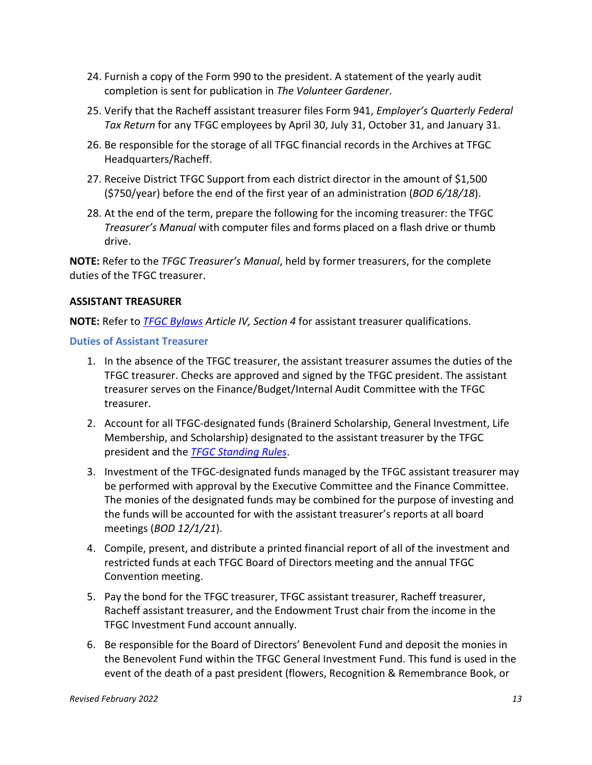24. Furnish a copy of the Form 990 to the president. A statement of the yearly audit completion is sent for publication in *The Volunteer Gardener*.
25. Verify that the Racheff assistant treasurer files Form 941, *Employer's Quarterly Federal Tax Return* for any TFGC employees by April 30, July 31, October 31, and January 31.
26. Be responsible for the storage of all TFGC financial records in the Archives at TFGC Headquarters/Racheff.
27. Receive District TFGC Support from each district director in the amount of $1,500 ($750/year) before the end of the first year of an administration (*BOD 6/18/18*).
28. At the end of the term, prepare the following for the incoming treasurer: the TFGC *Treasurer's Manual* with computer files and forms placed on a flash drive or thumb drive.

**NOTE:** Refer to the *TFGC Treasurer's Manual*, held by former treasurers, for the complete duties of the TFGC treasurer.

### ASSISTANT TREASURER

**NOTE:** Refer to *TFGC Bylaws Article IV, Section 4* for assistant treasurer qualifications.

#### Duties of Assistant Treasurer

1. In the absence of the TFGC treasurer, the assistant treasurer assumes the duties of the TFGC treasurer. Checks are approved and signed by the TFGC president. The assistant treasurer serves on the Finance/Budget/Internal Audit Committee with the TFGC treasurer.
2. Account for all TFGC-designated funds (Brainerd Scholarship, General Investment, Life Membership, and Scholarship) designated to the assistant treasurer by the TFGC president and the *TFGC Standing Rules*.
3. Investment of the TFGC-designated funds managed by the TFGC assistant treasurer may be performed with approval by the Executive Committee and the Finance Committee. The monies of the designated funds may be combined for the purpose of investing and the funds will be accounted for with the assistant treasurer's reports at all board meetings (*BOD 12/1/21*).
4. Compile, present, and distribute a printed financial report of all of the investment and restricted funds at each TFGC Board of Directors meeting and the annual TFGC Convention meeting.
5. Pay the bond for the TFGC treasurer, TFGC assistant treasurer, Racheff treasurer, Racheff assistant treasurer, and the Endowment Trust chair from the income in the TFGC Investment Fund account annually.
6. Be responsible for the Board of Directors' Benevolent Fund and deposit the monies in the Benevolent Fund within the TFGC General Investment Fund. This fund is used in the event of the death of a past president (flowers, Recognition & Remembrance Book, or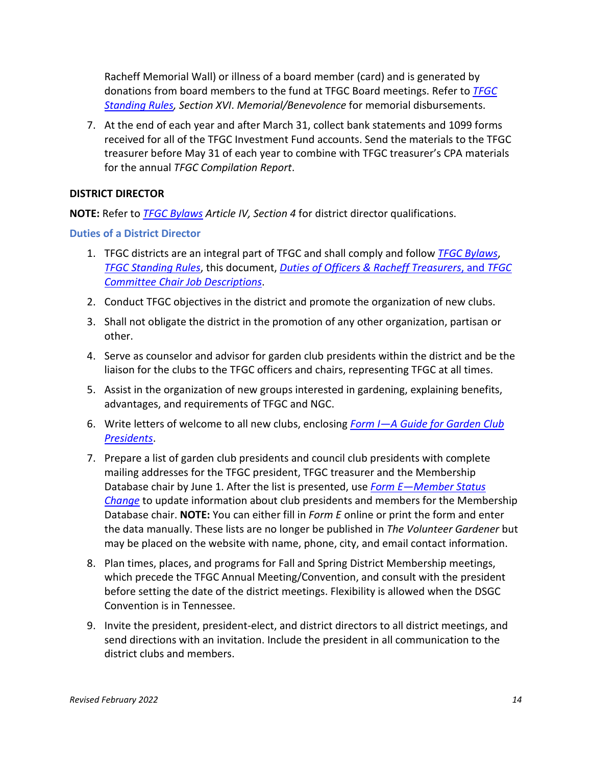Racheff Memorial Wall) or illness of a board member (card) and is generated by donations from board members to the fund at TFGC Board meetings. Refer to *TFGC Standing Rules, Section XVI*. *Memorial/Benevolence* for memorial disbursements.

7. At the end of each year and after March 31, collect bank statements and 1099 forms received for all of the TFGC Investment Fund accounts. Send the materials to the TFGC treasurer before May 31 of each year to combine with TFGC treasurer's CPA materials for the annual *TFGC Compilation Report*.

**DISTRICT DIRECTOR**

**NOTE:** Refer to *TFGC Bylaws Article IV, Section 4* for district director qualifications.

### Duties of a District Director

1. TFGC districts are an integral part of TFGC and shall comply and follow *TFGC Bylaws*, *TFGC Standing Rules*, this document, *Duties of Officers & Racheff Treasurers*, and *TFGC Committee Chair Job Descriptions*.
2. Conduct TFGC objectives in the district and promote the organization of new clubs.
3. Shall not obligate the district in the promotion of any other organization, partisan or other.
4. Serve as counselor and advisor for garden club presidents within the district and be the liaison for the clubs to the TFGC officers and chairs, representing TFGC at all times.
5. Assist in the organization of new groups interested in gardening, explaining benefits, advantages, and requirements of TFGC and NGC.
6. Write letters of welcome to all new clubs, enclosing *Form I—A Guide for Garden Club Presidents*.
7. Prepare a list of garden club presidents and council club presidents with complete mailing addresses for the TFGC president, TFGC treasurer and the Membership Database chair by June 1. After the list is presented, use *Form E—Member Status Change* to update information about club presidents and members for the Membership Database chair. **NOTE:** You can either fill in *Form E* online or print the form and enter the data manually. These lists are no longer be published in *The Volunteer Gardener* but may be placed on the website with name, phone, city, and email contact information.
8. Plan times, places, and programs for Fall and Spring District Membership meetings, which precede the TFGC Annual Meeting/Convention, and consult with the president before setting the date of the district meetings. Flexibility is allowed when the DSGC Convention is in Tennessee.
9. Invite the president, president-elect, and district directors to all district meetings, and send directions with an invitation. Include the president in all communication to the district clubs and members.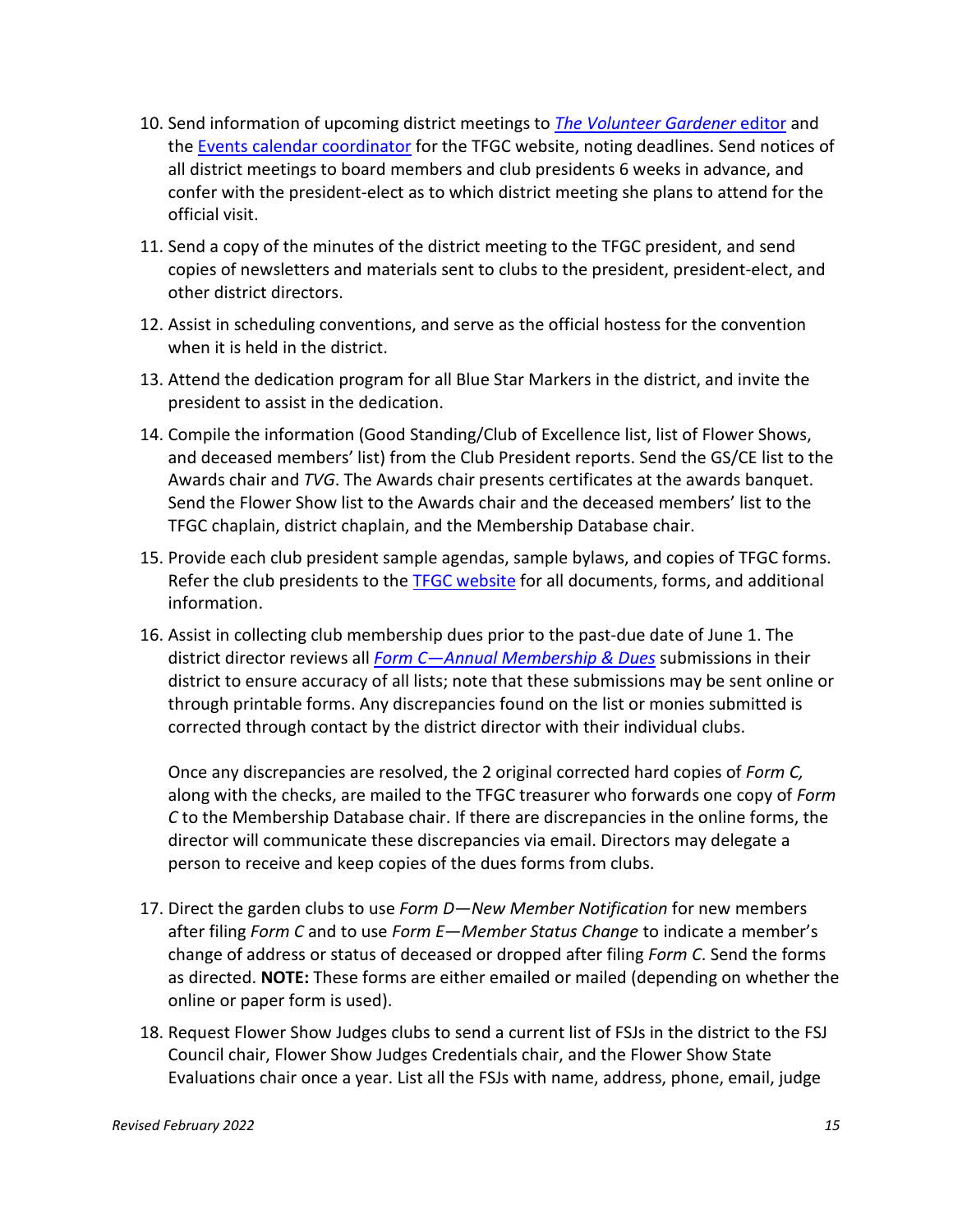10. Send information of upcoming district meetings to *The Volunteer Gardener* editor and the Events calendar coordinator for the TFGC website, noting deadlines. Send notices of all district meetings to board members and club presidents 6 weeks in advance, and confer with the president-elect as to which district meeting she plans to attend for the official visit.

11. Send a copy of the minutes of the district meeting to the TFGC president, and send copies of newsletters and materials sent to clubs to the president, president-elect, and other district directors.

12. Assist in scheduling conventions, and serve as the official hostess for the convention when it is held in the district.

13. Attend the dedication program for all Blue Star Markers in the district, and invite the president to assist in the dedication.

14. Compile the information (Good Standing/Club of Excellence list, list of Flower Shows, and deceased members' list) from the Club President reports. Send the GS/CE list to the Awards chair and *TVG*. The Awards chair presents certificates at the awards banquet. Send the Flower Show list to the Awards chair and the deceased members' list to the TFGC chaplain, district chaplain, and the Membership Database chair.

15. Provide each club president sample agendas, sample bylaws, and copies of TFGC forms. Refer the club presidents to the TFGC website for all documents, forms, and additional information.

16. Assist in collecting club membership dues prior to the past-due date of June 1. The district director reviews all *Form C—Annual Membership & Dues* submissions in their district to ensure accuracy of all lists; note that these submissions may be sent online or through printable forms. Any discrepancies found on the list or monies submitted is corrected through contact by the district director with their individual clubs.

    Once any discrepancies are resolved, the 2 original corrected hard copies of *Form C,* along with the checks, are mailed to the TFGC treasurer who forwards one copy of *Form C* to the Membership Database chair. If there are discrepancies in the online forms, the director will communicate these discrepancies via email. Directors may delegate a person to receive and keep copies of the dues forms from clubs.

17. Direct the garden clubs to use *Form D—New Member Notification* for new members after filing *Form C* and to use *Form E—Member Status Change* to indicate a member's change of address or status of deceased or dropped after filing *Form C*. Send the forms as directed. **NOTE:** These forms are either emailed or mailed (depending on whether the online or paper form is used).

18. Request Flower Show Judges clubs to send a current list of FSJs in the district to the FSJ Council chair, Flower Show Judges Credentials chair, and the Flower Show State Evaluations chair once a year. List all the FSJs with name, address, phone, email, judge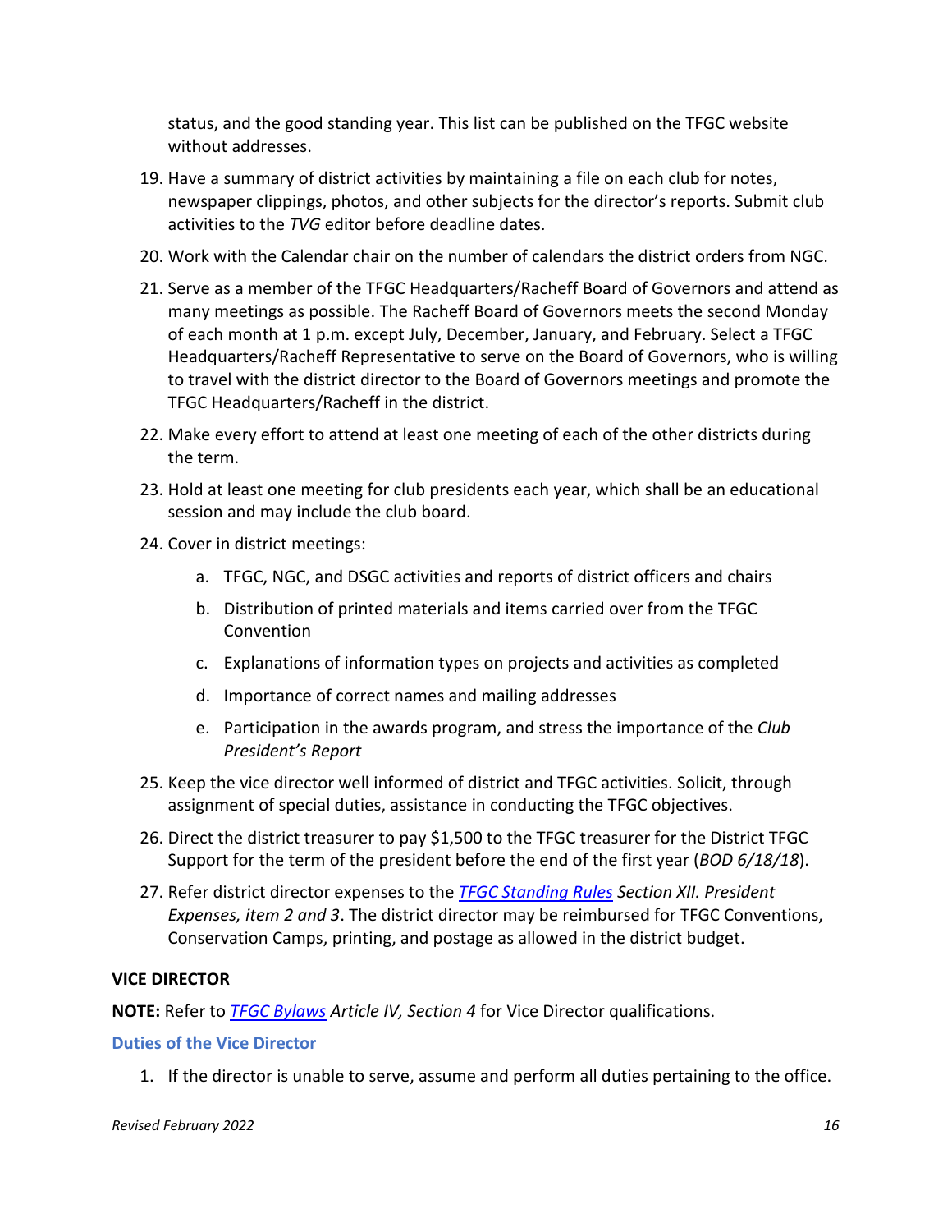status, and the good standing year. This list can be published on the TFGC website without addresses.

19. Have a summary of district activities by maintaining a file on each club for notes, newspaper clippings, photos, and other subjects for the director's reports. Submit club activities to the *TVG* editor before deadline dates.
20. Work with the Calendar chair on the number of calendars the district orders from NGC.
21. Serve as a member of the TFGC Headquarters/Racheff Board of Governors and attend as many meetings as possible. The Racheff Board of Governors meets the second Monday of each month at 1 p.m. except July, December, January, and February. Select a TFGC Headquarters/Racheff Representative to serve on the Board of Governors, who is willing to travel with the district director to the Board of Governors meetings and promote the TFGC Headquarters/Racheff in the district.
22. Make every effort to attend at least one meeting of each of the other districts during the term.
23. Hold at least one meeting for club presidents each year, which shall be an educational session and may include the club board.
24. Cover in district meetings:
    a. TFGC, NGC, and DSGC activities and reports of district officers and chairs
    b. Distribution of printed materials and items carried over from the TFGC Convention
    c. Explanations of information types on projects and activities as completed
    d. Importance of correct names and mailing addresses
    e. Participation in the awards program, and stress the importance of the *Club President's Report*
25. Keep the vice director well informed of district and TFGC activities. Solicit, through assignment of special duties, assistance in conducting the TFGC objectives.
26. Direct the district treasurer to pay $1,500 to the TFGC treasurer for the District TFGC Support for the term of the president before the end of the first year (*BOD 6/18/18*).
27. Refer district director expenses to the *TFGC Standing Rules* *Section XII. President Expenses, item 2 and 3*. The district director may be reimbursed for TFGC Conventions, Conservation Camps, printing, and postage as allowed in the district budget.

**VICE DIRECTOR**

**NOTE:** Refer to *TFGC Bylaws* *Article IV, Section 4* for Vice Director qualifications.

### Duties of the Vice Director

1. If the director is unable to serve, assume and perform all duties pertaining to the office.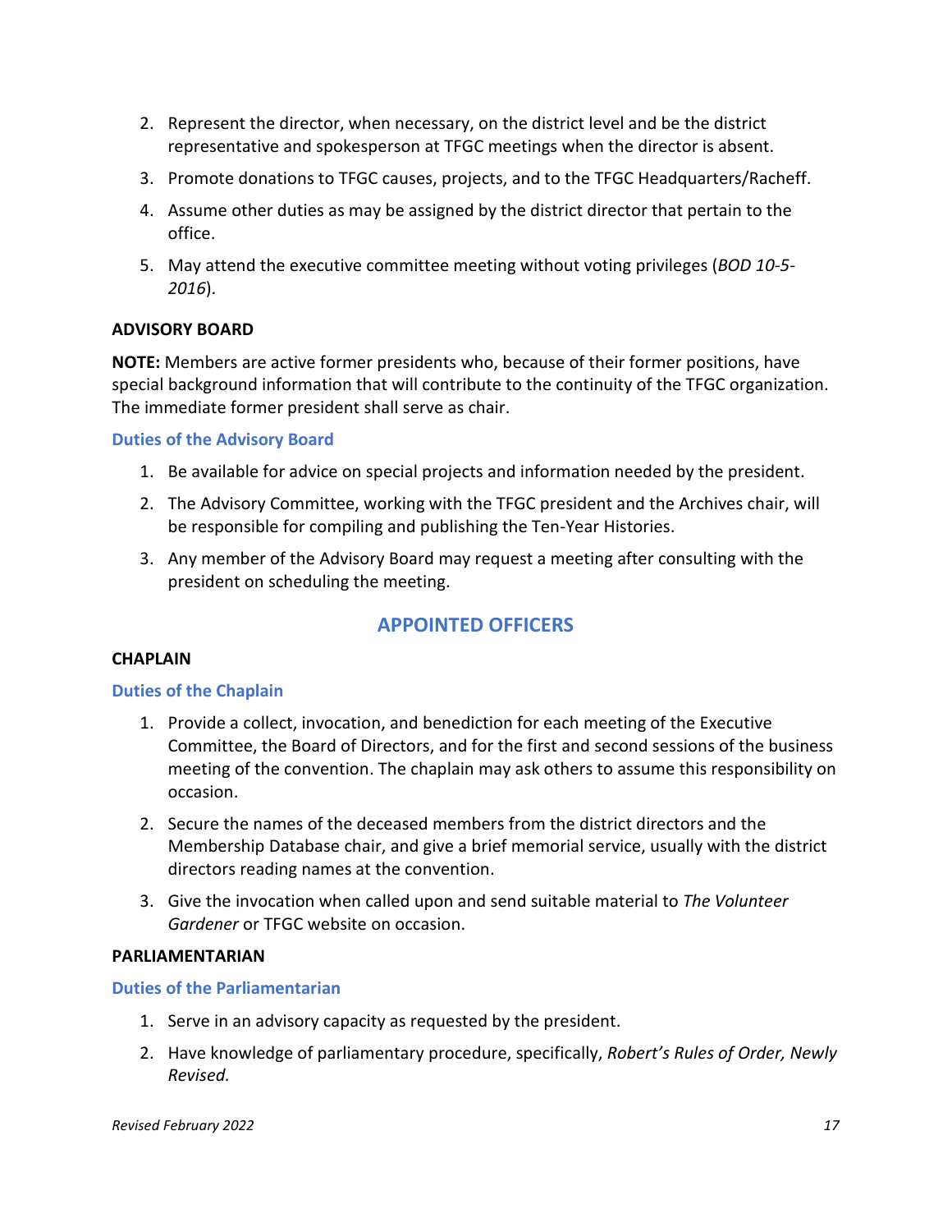2. Represent the director, when necessary, on the district level and be the district representative and spokesperson at TFGC meetings when the director is absent.
3. Promote donations to TFGC causes, projects, and to the TFGC Headquarters/Racheff.
4. Assume other duties as may be assigned by the district director that pertain to the office.
5. May attend the executive committee meeting without voting privileges (*BOD 10-5-2016*).

**ADVISORY BOARD**

**NOTE:** Members are active former presidents who, because of their former positions, have special background information that will contribute to the continuity of the TFGC organization. The immediate former president shall serve as chair.

### Duties of the Advisory Board

1. Be available for advice on special projects and information needed by the president.
2. The Advisory Committee, working with the TFGC president and the Archives chair, will be responsible for compiling and publishing the Ten-Year Histories.
3. Any member of the Advisory Board may request a meeting after consulting with the president on scheduling the meeting.

## APPOINTED OFFICERS

**CHAPLAIN**

### Duties of the Chaplain

1. Provide a collect, invocation, and benediction for each meeting of the Executive Committee, the Board of Directors, and for the first and second sessions of the business meeting of the convention. The chaplain may ask others to assume this responsibility on occasion.
2. Secure the names of the deceased members from the district directors and the Membership Database chair, and give a brief memorial service, usually with the district directors reading names at the convention.
3. Give the invocation when called upon and send suitable material to *The Volunteer Gardener* or TFGC website on occasion.

**PARLIAMENTARIAN**

### Duties of the Parliamentarian

1. Serve in an advisory capacity as requested by the president.
2. Have knowledge of parliamentary procedure, specifically, *Robert's Rules of Order, Newly Revised.*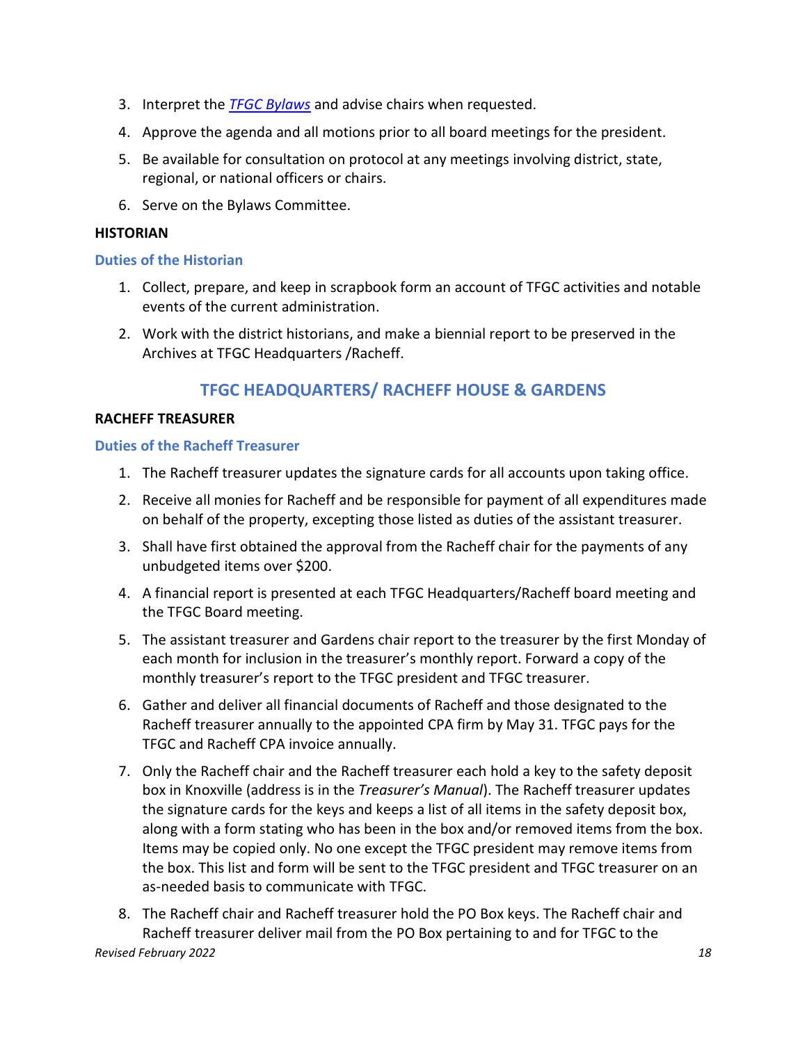3. Interpret the *TFGC Bylaws* and advise chairs when requested.
4. Approve the agenda and all motions prior to all board meetings for the president.
5. Be available for consultation on protocol at any meetings involving district, state, regional, or national officers or chairs.
6. Serve on the Bylaws Committee.

**HISTORIAN**

### Duties of the Historian

1. Collect, prepare, and keep in scrapbook form an account of TFGC activities and notable events of the current administration.
2. Work with the district historians, and make a biennial report to be preserved in the Archives at TFGC Headquarters /Racheff.

## TFGC HEADQUARTERS/ RACHEFF HOUSE & GARDENS

**RACHEFF TREASURER**

### Duties of the Racheff Treasurer

1. The Racheff treasurer updates the signature cards for all accounts upon taking office.
2. Receive all monies for Racheff and be responsible for payment of all expenditures made on behalf of the property, excepting those listed as duties of the assistant treasurer.
3. Shall have first obtained the approval from the Racheff chair for the payments of any unbudgeted items over $200.
4. A financial report is presented at each TFGC Headquarters/Racheff board meeting and the TFGC Board meeting.
5. The assistant treasurer and Gardens chair report to the treasurer by the first Monday of each month for inclusion in the treasurer's monthly report. Forward a copy of the monthly treasurer's report to the TFGC president and TFGC treasurer.
6. Gather and deliver all financial documents of Racheff and those designated to the Racheff treasurer annually to the appointed CPA firm by May 31. TFGC pays for the TFGC and Racheff CPA invoice annually.
7. Only the Racheff chair and the Racheff treasurer each hold a key to the safety deposit box in Knoxville (address is in the *Treasurer's Manual*). The Racheff treasurer updates the signature cards for the keys and keeps a list of all items in the safety deposit box, along with a form stating who has been in the box and/or removed items from the box. Items may be copied only. No one except the TFGC president may remove items from the box. This list and form will be sent to the TFGC president and TFGC treasurer on an as-needed basis to communicate with TFGC.
8. The Racheff chair and Racheff treasurer hold the PO Box keys. The Racheff chair and Racheff treasurer deliver mail from the PO Box pertaining to and for TFGC to the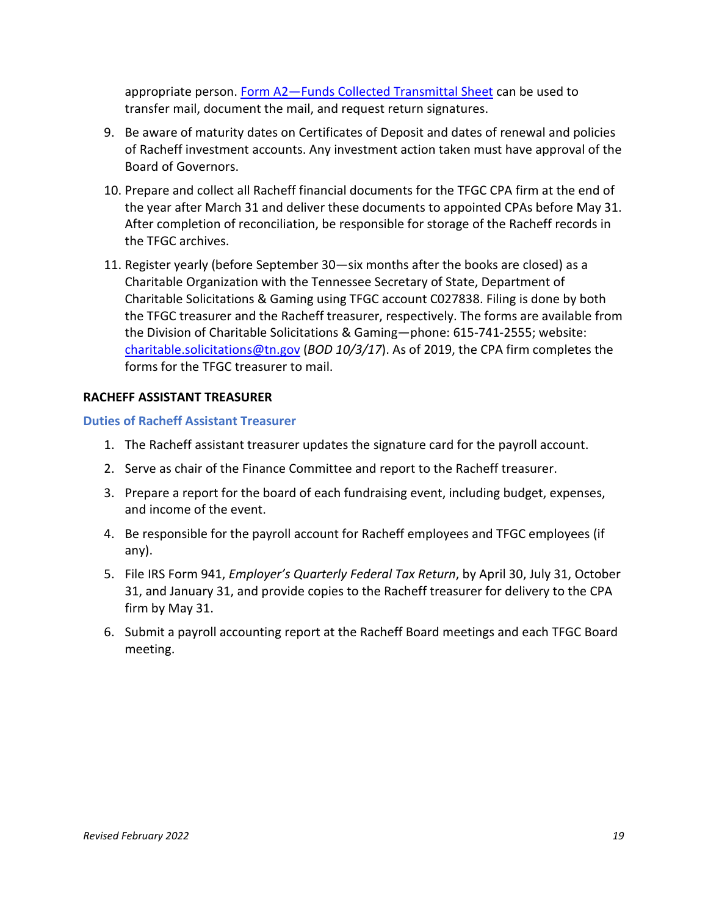appropriate person. [Form A2—Funds Collected Transmittal Sheet](#) can be used to transfer mail, document the mail, and request return signatures.

9. Be aware of maturity dates on Certificates of Deposit and dates of renewal and policies of Racheff investment accounts. Any investment action taken must have approval of the Board of Governors.
10. Prepare and collect all Racheff financial documents for the TFGC CPA firm at the end of the year after March 31 and deliver these documents to appointed CPAs before May 31. After completion of reconciliation, be responsible for storage of the Racheff records in the TFGC archives.
11. Register yearly (before September 30—six months after the books are closed) as a Charitable Organization with the Tennessee Secretary of State, Department of Charitable Solicitations & Gaming using TFGC account C027838. Filing is done by both the TFGC treasurer and the Racheff treasurer, respectively. The forms are available from the Division of Charitable Solicitations & Gaming—phone: 615-741-2555; website: charitable.solicitations@tn.gov (*BOD 10/3/17*). As of 2019, the CPA firm completes the forms for the TFGC treasurer to mail.

## RACHEFF ASSISTANT TREASURER

### Duties of Racheff Assistant Treasurer

1. The Racheff assistant treasurer updates the signature card for the payroll account.
2. Serve as chair of the Finance Committee and report to the Racheff treasurer.
3. Prepare a report for the board of each fundraising event, including budget, expenses, and income of the event.
4. Be responsible for the payroll account for Racheff employees and TFGC employees (if any).
5. File IRS Form 941, *Employer's Quarterly Federal Tax Return*, by April 30, July 31, October 31, and January 31, and provide copies to the Racheff treasurer for delivery to the CPA firm by May 31.
6. Submit a payroll accounting report at the Racheff Board meetings and each TFGC Board meeting.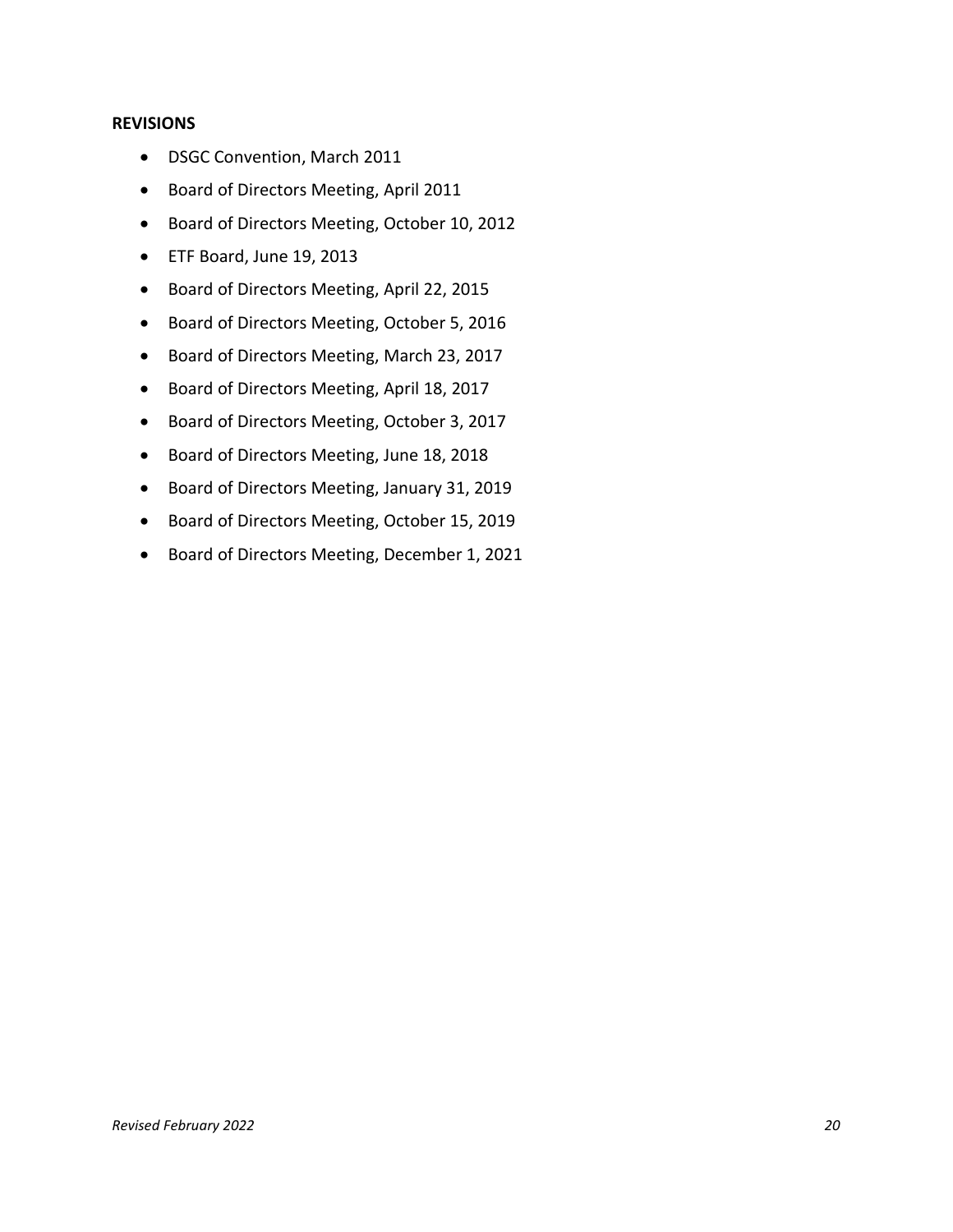**REVISIONS**

- DSGC Convention, March 2011
- Board of Directors Meeting, April 2011
- Board of Directors Meeting, October 10, 2012
- ETF Board, June 19, 2013
- Board of Directors Meeting, April 22, 2015
- Board of Directors Meeting, October 5, 2016
- Board of Directors Meeting, March 23, 2017
- Board of Directors Meeting, April 18, 2017
- Board of Directors Meeting, October 3, 2017
- Board of Directors Meeting, June 18, 2018
- Board of Directors Meeting, January 31, 2019
- Board of Directors Meeting, October 15, 2019
- Board of Directors Meeting, December 1, 2021